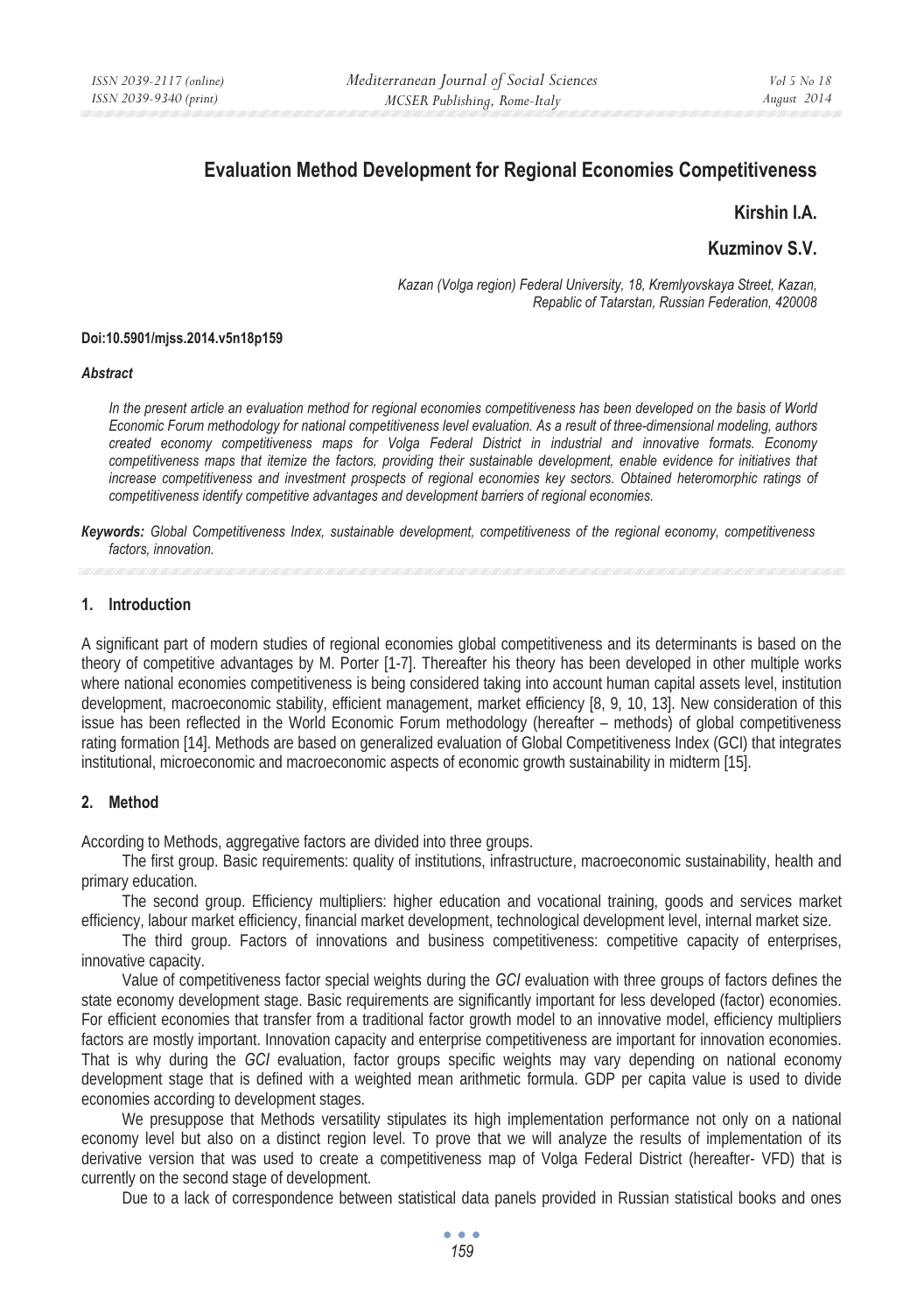# Evaluation Method Development for Regional Economies Competitiveness

**Kirshin I.A.**

**Kuzminov S.V.**

*Kazan (Volga region) Federal University, 18, Kremlyovskaya Street, Kazan, Repablic of Tatarstan, Russian Federation, 420008*

**Doi:10.5901/mjss.2014.v5n18p159**

***Abstract***

*In the present article an evaluation method for regional economies competitiveness has been developed on the basis of World Economic Forum methodology for national competitiveness level evaluation. As a result of three-dimensional modeling, authors created economy competitiveness maps for Volga Federal District in industrial and innovative formats. Economy competitiveness maps that itemize the factors, providing their sustainable development, enable evidence for initiatives that increase competitiveness and investment prospects of regional economies key sectors. Obtained heteromorphic ratings of competitiveness identify competitive advantages and development barriers of regional economies.*

***Keywords:*** *Global Competitiveness Index, sustainable development, competitiveness of the regional economy, competitiveness factors, innovation.*

## 1. Introduction

A significant part of modern studies of regional economies global competitiveness and its determinants is based on the theory of competitive advantages by M. Porter [1-7]. Thereafter his theory has been developed in other multiple works where national economies competitiveness is being considered taking into account human capital assets level, institution development, macroeconomic stability, efficient management, market efficiency [8, 9, 10, 13]. New consideration of this issue has been reflected in the World Economic Forum methodology (hereafter – methods) of global competitiveness rating formation [14]. Methods are based on generalized evaluation of Global Competitiveness Index (GCI) that integrates institutional, microeconomic and macroeconomic aspects of economic growth sustainability in midterm [15].

## 2. Method

According to Methods, aggregative factors are divided into three groups.

The first group. Basic requirements: quality of institutions, infrastructure, macroeconomic sustainability, health and primary education.

The second group. Efficiency multipliers: higher education and vocational training, goods and services market efficiency, labour market efficiency, financial market development, technological development level, internal market size.

The third group. Factors of innovations and business competitiveness: competitive capacity of enterprises, innovative capacity.

Value of competitiveness factor special weights during the *GCI* evaluation with three groups of factors defines the state economy development stage. Basic requirements are significantly important for less developed (factor) economies. For efficient economies that transfer from a traditional factor growth model to an innovative model, efficiency multipliers factors are mostly important. Innovation capacity and enterprise competitiveness are important for innovation economies. That is why during the *GCI* evaluation, factor groups specific weights may vary depending on national economy development stage that is defined with a weighted mean arithmetic formula. GDP per capita value is used to divide economies according to development stages.

We presuppose that Methods versatility stipulates its high implementation performance not only on a national economy level but also on a distinct region level. To prove that we will analyze the results of implementation of its derivative version that was used to create a competitiveness map of Volga Federal District (hereafter- VFD) that is currently on the second stage of development.

Due to a lack of correspondence between statistical data panels provided in Russian statistical books and ones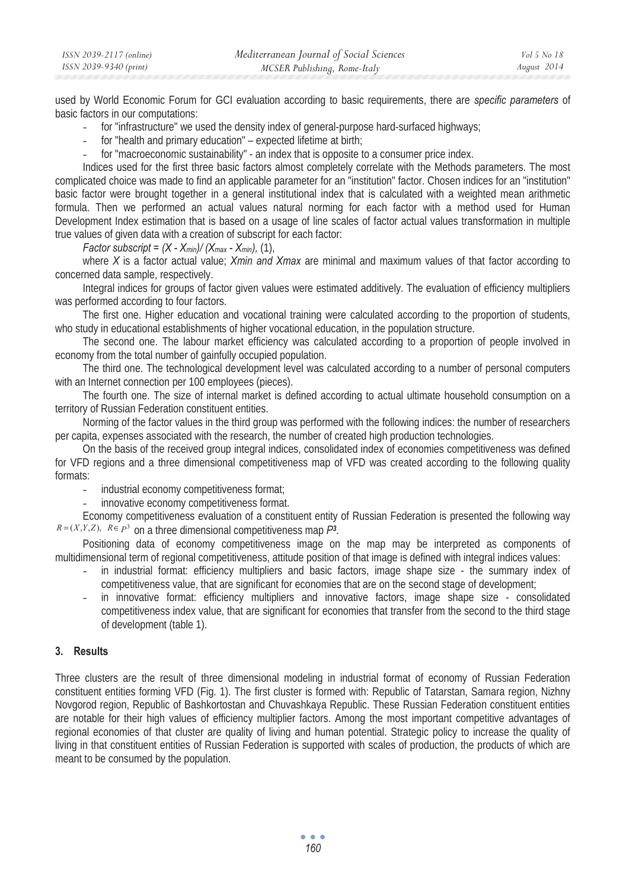used by World Economic Forum for GCI evaluation according to basic requirements, there are *specific parameters* of basic factors in our computations:

- for "infrastructure" we used the density index of general-purpose hard-surfaced highways;
- for "health and primary education" – expected lifetime at birth;
- for "macroeconomic sustainability" - an index that is opposite to a consumer price index.

Indices used for the first three basic factors almost completely correlate with the Methods parameters. The most complicated choice was made to find an applicable parameter for an "institution" factor. Chosen indices for an "institution" basic factor were brought together in a general institutional index that is calculated with a weighted mean arithmetic formula. Then we performed an actual values natural norming for each factor with a method used for Human Development Index estimation that is based on a usage of line scales of factor actual values transformation in multiple true values of given data with a creation of subscript for each factor:

*Factor subscript* = $(X - X_{min}) / (X_{max} - X_{min})$, (1),

where $X$ is a factor actual value; $X_{min}$ *and* $X_{max}$ are minimal and maximum values of that factor according to concerned data sample, respectively.

Integral indices for groups of factor given values were estimated additively. The evaluation of efficiency multipliers was performed according to four factors.

The first one. Higher education and vocational training were calculated according to the proportion of students, who study in educational establishments of higher vocational education, in the population structure.

The second one. The labour market efficiency was calculated according to a proportion of people involved in economy from the total number of gainfully occupied population.

The third one. The technological development level was calculated according to a number of personal computers with an Internet connection per 100 employees (pieces).

The fourth one. The size of internal market is defined according to actual ultimate household consumption on a territory of Russian Federation constituent entities.

Norming of the factor values in the third group was performed with the following indices: the number of researchers per capita, expenses associated with the research, the number of created high production technologies.

On the basis of the received group integral indices, consolidated index of economies competitiveness was defined for VFD regions and a three dimensional competitiveness map of VFD was created according to the following quality formats:

- industrial economy competitiveness format;
- innovative economy competitiveness format.

Economy competitiveness evaluation of a constituent entity of Russian Federation is presented the following way $R = (X, Y, Z),\ R \in P^3$ on a three dimensional competitiveness map $P^3$.

Positioning data of economy competitiveness image on the map may be interpreted as components of multidimensional term of regional competitiveness, attitude position of that image is defined with integral indices values:

- in industrial format: efficiency multipliers and basic factors, image shape size - the summary index of competitiveness value, that are significant for economies that are on the second stage of development;
- in innovative format: efficiency multipliers and innovative factors, image shape size - consolidated competitiveness index value, that are significant for economies that transfer from the second to the third stage of development (table 1).

## 3. Results

Three clusters are the result of three dimensional modeling in industrial format of economy of Russian Federation constituent entities forming VFD (Fig. 1). The first cluster is formed with: Republic of Tatarstan, Samara region, Nizhny Novgorod region, Republic of Bashkortostan and Chuvashkaya Republic. These Russian Federation constituent entities are notable for their high values of efficiency multiplier factors. Among the most important competitive advantages of regional economies of that cluster are quality of living and human potential. Strategic policy to increase the quality of living in that constituent entities of Russian Federation is supported with scales of production, the products of which are meant to be consumed by the population.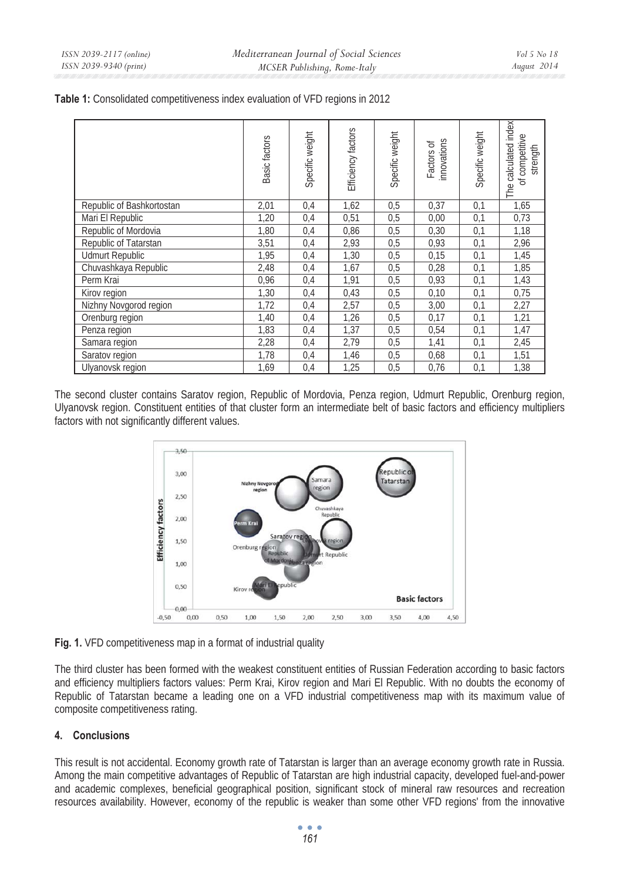**Table 1:** Consolidated competitiveness index evaluation of VFD regions in 2012

| | Basic factors | Specific weight | Efficiency factors | Specific weight | Factors of innovations | Specific weight | The calculated index of competitive strength |
|---|---|---|---|---|---|---|---|
| Republic of Bashkortostan | 2,01 | 0,4 | 1,62 | 0,5 | 0,37 | 0,1 | 1,65 |
| Mari El Republic | 1,20 | 0,4 | 0,51 | 0,5 | 0,00 | 0,1 | 0,73 |
| Republic of Mordovia | 1,80 | 0,4 | 0,86 | 0,5 | 0,30 | 0,1 | 1,18 |
| Republic of Tatarstan | 3,51 | 0,4 | 2,93 | 0,5 | 0,93 | 0,1 | 2,96 |
| Udmurt Republic | 1,95 | 0,4 | 1,30 | 0,5 | 0,15 | 0,1 | 1,45 |
| Chuvashkaya Republic | 2,48 | 0,4 | 1,67 | 0,5 | 0,28 | 0,1 | 1,85 |
| Perm Krai | 0,96 | 0,4 | 1,91 | 0,5 | 0,93 | 0,1 | 1,43 |
| Kirov region | 1,30 | 0,4 | 0,43 | 0,5 | 0,10 | 0,1 | 0,75 |
| Nizhny Novgorod region | 1,72 | 0,4 | 2,57 | 0,5 | 3,00 | 0,1 | 2,27 |
| Orenburg region | 1,40 | 0,4 | 1,26 | 0,5 | 0,17 | 0,1 | 1,21 |
| Penza region | 1,83 | 0,4 | 1,37 | 0,5 | 0,54 | 0,1 | 1,47 |
| Samara region | 2,28 | 0,4 | 2,79 | 0,5 | 1,41 | 0,1 | 2,45 |
| Saratov region | 1,78 | 0,4 | 1,46 | 0,5 | 0,68 | 0,1 | 1,51 |
| Ulyanovsk region | 1,69 | 0,4 | 1,25 | 0,5 | 0,76 | 0,1 | 1,38 |

The second cluster contains Saratov region, Republic of Mordovia, Penza region, Udmurt Republic, Orenburg region, Ulyanovsk region. Constituent entities of that cluster form an intermediate belt of basic factors and efficiency multipliers factors with not significantly different values.

**Fig. 1.** VFD competitiveness map in a format of industrial quality

The third cluster has been formed with the weakest constituent entities of Russian Federation according to basic factors and efficiency multipliers factors values: Perm Krai, Kirov region and Mari El Republic. With no doubts the economy of Republic of Tatarstan became a leading one on a VFD industrial competitiveness map with its maximum value of composite competitiveness rating.

## 4. Conclusions

This result is not accidental. Economy growth rate of Tatarstan is larger than an average economy growth rate in Russia. Among the main competitive advantages of Republic of Tatarstan are high industrial capacity, developed fuel-and-power and academic complexes, beneficial geographical position, significant stock of mineral raw resources and recreation resources availability. However, economy of the republic is weaker than some other VFD regions' from the innovative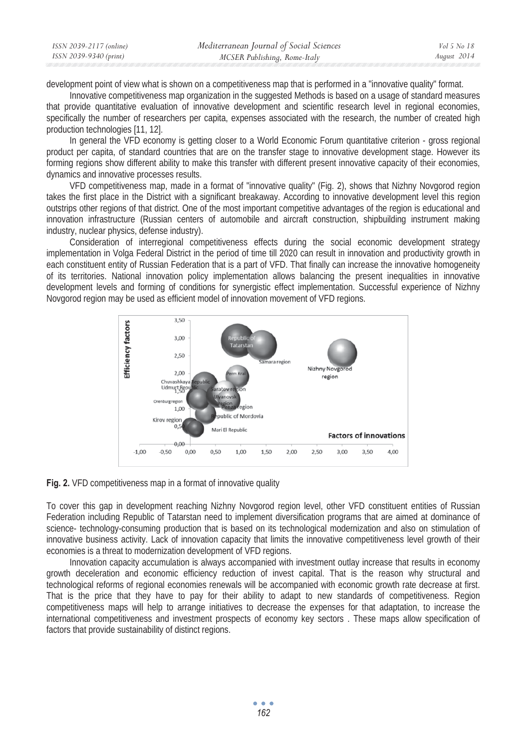development point of view what is shown on a competitiveness map that is performed in a "innovative quality" format.

Innovative competitiveness map organization in the suggested Methods is based on a usage of standard measures that provide quantitative evaluation of innovative development and scientific research level in regional economies, specifically the number of researchers per capita, expenses associated with the research, the number of created high production technologies [11, 12].

In general the VFD economy is getting closer to a World Economic Forum quantitative criterion - gross regional product per capita, of standard countries that are on the transfer stage to innovative development stage. However its forming regions show different ability to make this transfer with different present innovative capacity of their economies, dynamics and innovative processes results.

VFD competitiveness map, made in a format of "innovative quality" (Fig. 2), shows that Nizhny Novgorod region takes the first place in the District with a significant breakaway. According to innovative development level this region outstrips other regions of that district. One of the most important competitive advantages of the region is educational and innovation infrastructure (Russian centers of automobile and aircraft construction, shipbuilding instrument making industry, nuclear physics, defense industry).

Consideration of interregional competitiveness effects during the social economic development strategy implementation in Volga Federal District in the period of time till 2020 can result in innovation and productivity growth in each constituent entity of Russian Federation that is a part of VFD. That finally can increase the innovative homogeneity of its territories. National innovation policy implementation allows balancing the present inequalities in innovative development levels and forming of conditions for synergistic effect implementation. Successful experience of Nizhny Novgorod region may be used as efficient model of innovation movement of VFD regions.

Efficiency factors

3,50
3,00
2,50
2,00
1,50
1,00
0,5
0,00

Republic of Tatarstan
Samara region
Nizhny Novgorod region
Perm Krai
Chuvashkaya Republic
Udmurt Republic
Saratov region
Ulyanovsk region
Penza region
Orenburg region
Republic of Mordovia
Kirov region
Mari El Republic

Factors of innovations

-1,00 -0,50 0,00 0,50 1,00 1,50 2,00 2,50 3,00 3,50 4,00

**Fig. 2.** VFD competitiveness map in a format of innovative quality

To cover this gap in development reaching Nizhny Novgorod region level, other VFD constituent entities of Russian Federation including Republic of Tatarstan need to implement diversification programs that are aimed at dominance of science- technology-consuming production that is based on its technological modernization and also on stimulation of innovative business activity. Lack of innovation capacity that limits the innovative competitiveness level growth of their economies is a threat to modernization development of VFD regions.

Innovation capacity accumulation is always accompanied with investment outlay increase that results in economy growth deceleration and economic efficiency reduction of invest capital. That is the reason why structural and technological reforms of regional economies renewals will be accompanied with economic growth rate decrease at first. That is the price that they have to pay for their ability to adapt to new standards of competitiveness. Region competitiveness maps will help to arrange initiatives to decrease the expenses for that adaptation, to increase the international competitiveness and investment prospects of economy key sectors . These maps allow specification of factors that provide sustainability of distinct regions.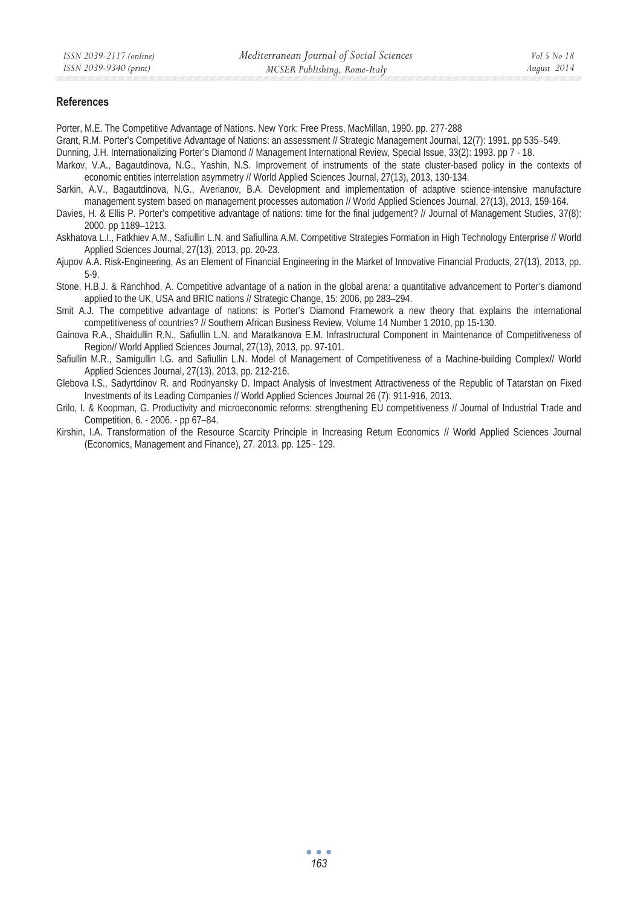## References

Porter, M.E. The Competitive Advantage of Nations. New York: Free Press, MacMillan, 1990. pp. 277-288

Grant, R.M. Porter's Competitive Advantage of Nations: an assessment // Strategic Management Journal, 12(7): 1991. pp 535–549.

Dunning, J.H. Internationalizing Porter's Diamond // Management International Review, Special Issue, 33(2): 1993. pp 7 - 18.

Markov, V.A., Bagautdinova, N.G., Yashin, N.S. Improvement of instruments of the state cluster-based policy in the contexts of economic entities interrelation asymmetry // World Applied Sciences Journal, 27(13), 2013, 130-134.

Sarkin, A.V., Bagautdinova, N.G., Averianov, B.A. Development and implementation of adaptive science-intensive manufacture management system based on management processes automation // World Applied Sciences Journal, 27(13), 2013, 159-164.

Davies, H. & Ellis P. Porter's competitive advantage of nations: time for the final judgement? // Journal of Management Studies, 37(8): 2000. pp 1189–1213.

Askhatova L.I., Fatkhiev A.M., Safiullin L.N. and Safiullina A.M. Competitive Strategies Formation in High Technology Enterprise // World Applied Sciences Journal, 27(13), 2013, pp. 20-23.

Ajupov A.A. Risk-Engineering, As an Element of Financial Engineering in the Market of Innovative Financial Products, 27(13), 2013, pp. 5-9.

Stone, H.B.J. & Ranchhod, A. Competitive advantage of a nation in the global arena: a quantitative advancement to Porter's diamond applied to the UK, USA and BRIC nations // Strategic Change, 15: 2006, pp 283–294.

Smit A.J. The competitive advantage of nations: is Porter's Diamond Framework a new theory that explains the international competitiveness of countries? // Southern African Business Review, Volume 14 Number 1 2010, pp 15-130.

Gainova R.A., Shaidullin R.N., Safiullin L.N. and Maratkanova E.M. Infrastructural Component in Maintenance of Competitiveness of Region// World Applied Sciences Journal, 27(13), 2013, pp. 97-101.

Safiullin M.R., Samigullin I.G. and Safiullin L.N. Model of Management of Competitiveness of a Machine-building Complex// World Applied Sciences Journal, 27(13), 2013, pp. 212-216.

Glebova I.S., Sadyrtdinov R. and Rodnyansky D. Impact Analysis of Investment Attractiveness of the Republic of Tatarstan on Fixed Investments of its Leading Companies // World Applied Sciences Journal 26 (7): 911-916, 2013.

Grilo, I. & Koopman, G. Productivity and microeconomic reforms: strengthening EU competitiveness // Journal of Industrial Trade and Competition, 6. - 2006. - pp 67–84.

Kirshin, I.A. Transformation of the Resource Scarcity Principle in Increasing Return Economics // World Applied Sciences Journal (Economics, Management and Finance), 27. 2013. pp. 125 - 129.